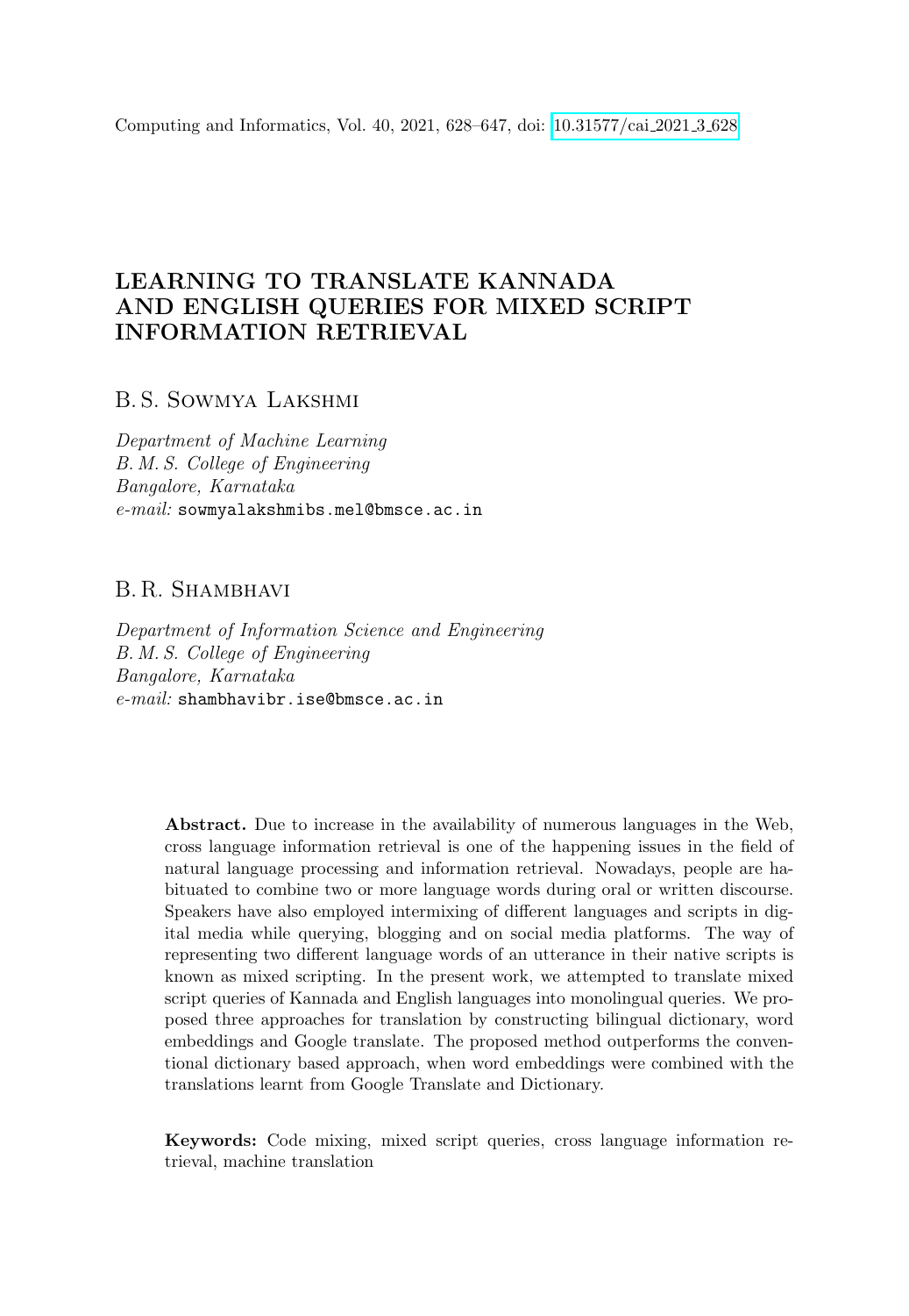Computing and Informatics, Vol. 40, 2021, 628–647, doi: 10.31577/cai_2021_3_628

# LEARNING TO TRANSLATE KANNADA AND ENGLISH QUERIES FOR MIXED SCRIPT INFORMATION RETRIEVAL

B. S. Sowmya Lakshmi

*Department of Machine Learning*
*B. M. S. College of Engineering*
*Bangalore, Karnataka*
*e-mail:* sowmyalakshmibs.mel@bmsce.ac.in

B. R. Shambhavi

*Department of Information Science and Engineering*
*B. M. S. College of Engineering*
*Bangalore, Karnataka*
*e-mail:* shambhavibr.ise@bmsce.ac.in

**Abstract.** Due to increase in the availability of numerous languages in the Web, cross language information retrieval is one of the happening issues in the field of natural language processing and information retrieval. Nowadays, people are habituated to combine two or more language words during oral or written discourse. Speakers have also employed intermixing of different languages and scripts in digital media while querying, blogging and on social media platforms. The way of representing two different language words of an utterance in their native scripts is known as mixed scripting. In the present work, we attempted to translate mixed script queries of Kannada and English languages into monolingual queries. We proposed three approaches for translation by constructing bilingual dictionary, word embeddings and Google translate. The proposed method outperforms the conventional dictionary based approach, when word embeddings were combined with the translations learnt from Google Translate and Dictionary.

**Keywords:** Code mixing, mixed script queries, cross language information retrieval, machine translation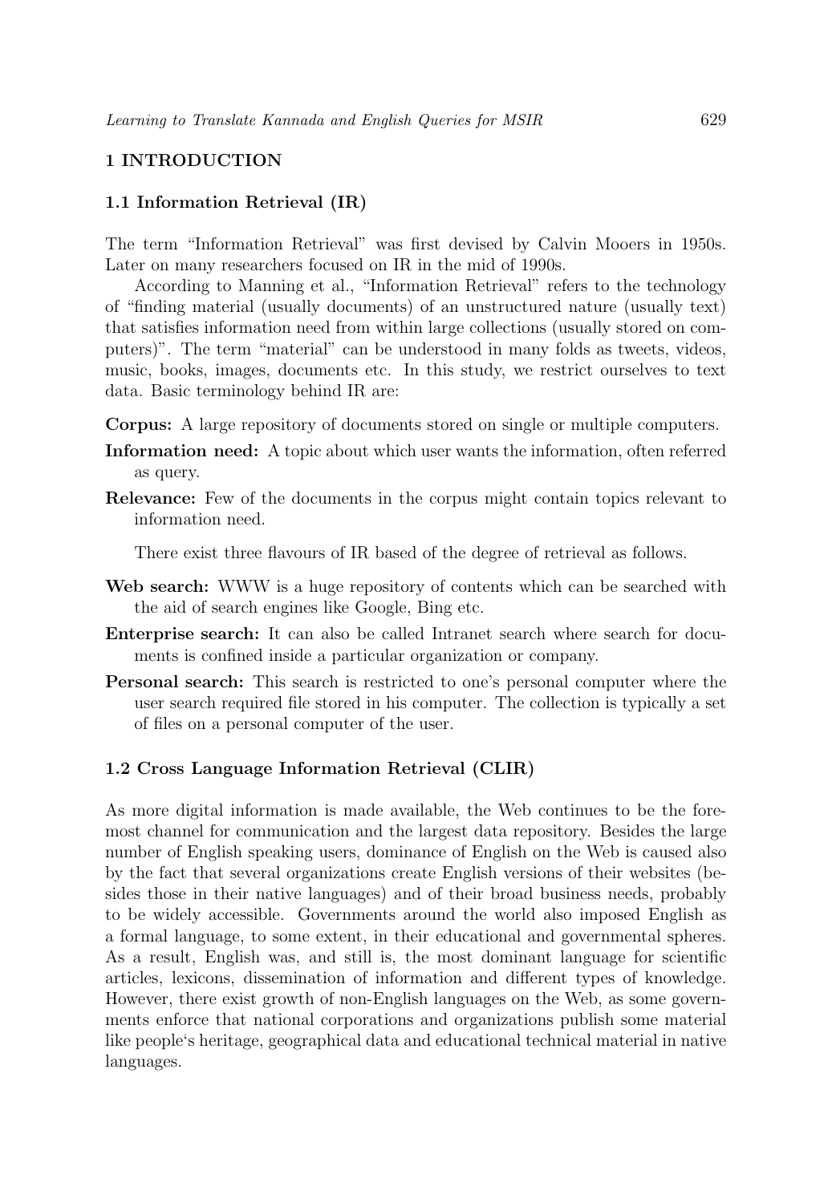# 1 INTRODUCTION

## 1.1 Information Retrieval (IR)

The term "Information Retrieval" was first devised by Calvin Mooers in 1950s. Later on many researchers focused on IR in the mid of 1990s.

According to Manning et al., "Information Retrieval" refers to the technology of "finding material (usually documents) of an unstructured nature (usually text) that satisfies information need from within large collections (usually stored on computers)". The term "material" can be understood in many folds as tweets, videos, music, books, images, documents etc. In this study, we restrict ourselves to text data. Basic terminology behind IR are:

**Corpus:** A large repository of documents stored on single or multiple computers.

**Information need:** A topic about which user wants the information, often referred as query.

**Relevance:** Few of the documents in the corpus might contain topics relevant to information need.

There exist three flavours of IR based of the degree of retrieval as follows.

**Web search:** WWW is a huge repository of contents which can be searched with the aid of search engines like Google, Bing etc.

**Enterprise search:** It can also be called Intranet search where search for documents is confined inside a particular organization or company.

**Personal search:** This search is restricted to one's personal computer where the user search required file stored in his computer. The collection is typically a set of files on a personal computer of the user.

## 1.2 Cross Language Information Retrieval (CLIR)

As more digital information is made available, the Web continues to be the foremost channel for communication and the largest data repository. Besides the large number of English speaking users, dominance of English on the Web is caused also by the fact that several organizations create English versions of their websites (besides those in their native languages) and of their broad business needs, probably to be widely accessible. Governments around the world also imposed English as a formal language, to some extent, in their educational and governmental spheres. As a result, English was, and still is, the most dominant language for scientific articles, lexicons, dissemination of information and different types of knowledge. However, there exist growth of non-English languages on the Web, as some governments enforce that national corporations and organizations publish some material like people's heritage, geographical data and educational technical material in native languages.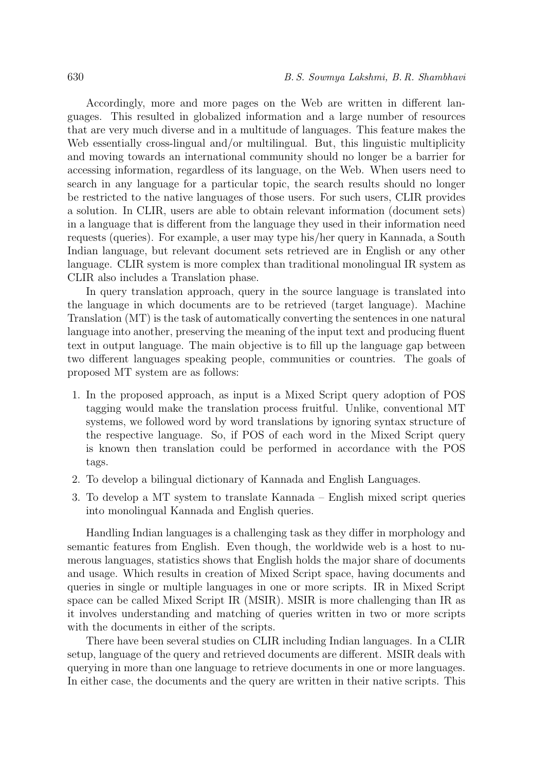Accordingly, more and more pages on the Web are written in different languages. This resulted in globalized information and a large number of resources that are very much diverse and in a multitude of languages. This feature makes the Web essentially cross-lingual and/or multilingual. But, this linguistic multiplicity and moving towards an international community should no longer be a barrier for accessing information, regardless of its language, on the Web. When users need to search in any language for a particular topic, the search results should no longer be restricted to the native languages of those users. For such users, CLIR provides a solution. In CLIR, users are able to obtain relevant information (document sets) in a language that is different from the language they used in their information need requests (queries). For example, a user may type his/her query in Kannada, a South Indian language, but relevant document sets retrieved are in English or any other language. CLIR system is more complex than traditional monolingual IR system as CLIR also includes a Translation phase.

In query translation approach, query in the source language is translated into the language in which documents are to be retrieved (target language). Machine Translation (MT) is the task of automatically converting the sentences in one natural language into another, preserving the meaning of the input text and producing fluent text in output language. The main objective is to fill up the language gap between two different languages speaking people, communities or countries. The goals of proposed MT system are as follows:

1. In the proposed approach, as input is a Mixed Script query adoption of POS tagging would make the translation process fruitful. Unlike, conventional MT systems, we followed word by word translations by ignoring syntax structure of the respective language. So, if POS of each word in the Mixed Script query is known then translation could be performed in accordance with the POS tags.
2. To develop a bilingual dictionary of Kannada and English Languages.
3. To develop a MT system to translate Kannada – English mixed script queries into monolingual Kannada and English queries.

Handling Indian languages is a challenging task as they differ in morphology and semantic features from English. Even though, the worldwide web is a host to numerous languages, statistics shows that English holds the major share of documents and usage. Which results in creation of Mixed Script space, having documents and queries in single or multiple languages in one or more scripts. IR in Mixed Script space can be called Mixed Script IR (MSIR). MSIR is more challenging than IR as it involves understanding and matching of queries written in two or more scripts with the documents in either of the scripts.

There have been several studies on CLIR including Indian languages. In a CLIR setup, language of the query and retrieved documents are different. MSIR deals with querying in more than one language to retrieve documents in one or more languages. In either case, the documents and the query are written in their native scripts. This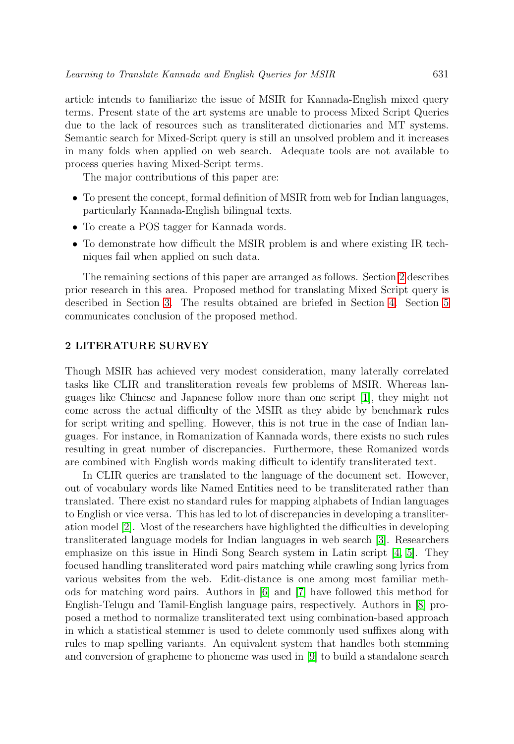article intends to familiarize the issue of MSIR for Kannada-English mixed query terms. Present state of the art systems are unable to process Mixed Script Queries due to the lack of resources such as transliterated dictionaries and MT systems. Semantic search for Mixed-Script query is still an unsolved problem and it increases in many folds when applied on web search. Adequate tools are not available to process queries having Mixed-Script terms.

The major contributions of this paper are:

- To present the concept, formal definition of MSIR from web for Indian languages, particularly Kannada-English bilingual texts.
- To create a POS tagger for Kannada words.
- To demonstrate how difficult the MSIR problem is and where existing IR techniques fail when applied on such data.

The remaining sections of this paper are arranged as follows. Section 2 describes prior research in this area. Proposed method for translating Mixed Script query is described in Section 3. The results obtained are briefed in Section 4. Section 5 communicates conclusion of the proposed method.

## 2 LITERATURE SURVEY

Though MSIR has achieved very modest consideration, many laterally correlated tasks like CLIR and transliteration reveals few problems of MSIR. Whereas languages like Chinese and Japanese follow more than one script [1], they might not come across the actual difficulty of the MSIR as they abide by benchmark rules for script writing and spelling. However, this is not true in the case of Indian languages. For instance, in Romanization of Kannada words, there exists no such rules resulting in great number of discrepancies. Furthermore, these Romanized words are combined with English words making difficult to identify transliterated text.

In CLIR queries are translated to the language of the document set. However, out of vocabulary words like Named Entities need to be transliterated rather than translated. There exist no standard rules for mapping alphabets of Indian languages to English or vice versa. This has led to lot of discrepancies in developing a transliteration model [2]. Most of the researchers have highlighted the difficulties in developing transliterated language models for Indian languages in web search [3]. Researchers emphasize on this issue in Hindi Song Search system in Latin script [4, 5]. They focused handling transliterated word pairs matching while crawling song lyrics from various websites from the web. Edit-distance is one among most familiar methods for matching word pairs. Authors in [6] and [7] have followed this method for English-Telugu and Tamil-English language pairs, respectively. Authors in [8] proposed a method to normalize transliterated text using combination-based approach in which a statistical stemmer is used to delete commonly used suffixes along with rules to map spelling variants. An equivalent system that handles both stemming and conversion of grapheme to phoneme was used in [9] to build a standalone search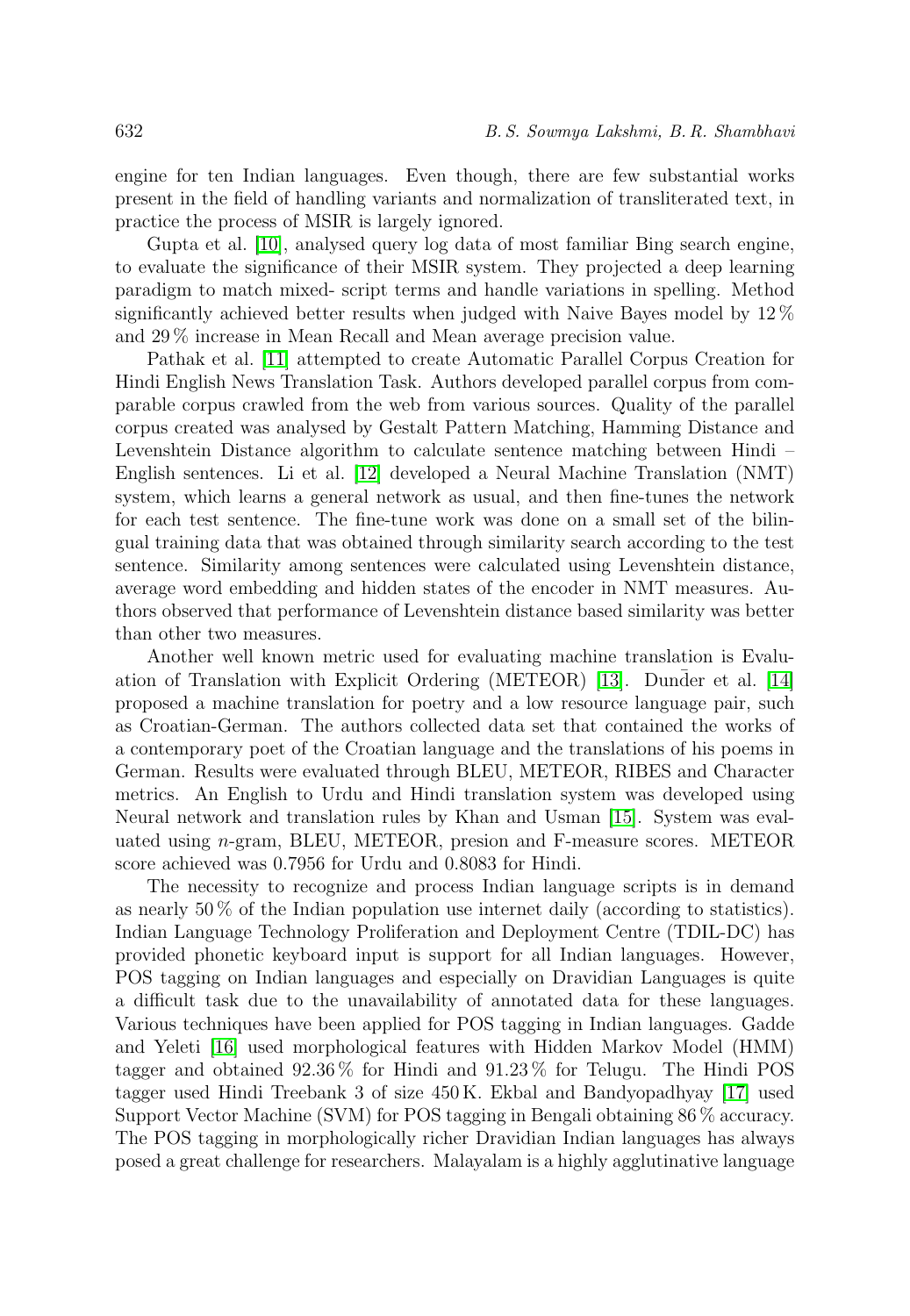engine for ten Indian languages. Even though, there are few substantial works present in the field of handling variants and normalization of transliterated text, in practice the process of MSIR is largely ignored.

Gupta et al. [10], analysed query log data of most familiar Bing search engine, to evaluate the significance of their MSIR system. They projected a deep learning paradigm to match mixed- script terms and handle variations in spelling. Method significantly achieved better results when judged with Naive Bayes model by 12 % and 29 % increase in Mean Recall and Mean average precision value.

Pathak et al. [11] attempted to create Automatic Parallel Corpus Creation for Hindi English News Translation Task. Authors developed parallel corpus from comparable corpus crawled from the web from various sources. Quality of the parallel corpus created was analysed by Gestalt Pattern Matching, Hamming Distance and Levenshtein Distance algorithm to calculate sentence matching between Hindi – English sentences. Li et al. [12] developed a Neural Machine Translation (NMT) system, which learns a general network as usual, and then fine-tunes the network for each test sentence. The fine-tune work was done on a small set of the bilingual training data that was obtained through similarity search according to the test sentence. Similarity among sentences were calculated using Levenshtein distance, average word embedding and hidden states of the encoder in NMT measures. Authors observed that performance of Levenshtein distance based similarity was better than other two measures.

Another well known metric used for evaluating machine translation is Evaluation of Translation with Explicit Ordering (METEOR) [13]. Dunđer et al. [14] proposed a machine translation for poetry and a low resource language pair, such as Croatian-German. The authors collected data set that contained the works of a contemporary poet of the Croatian language and the translations of his poems in German. Results were evaluated through BLEU, METEOR, RIBES and Character metrics. An English to Urdu and Hindi translation system was developed using Neural network and translation rules by Khan and Usman [15]. System was evaluated using $n$-gram, BLEU, METEOR, presion and F-measure scores. METEOR score achieved was 0.7956 for Urdu and 0.8083 for Hindi.

The necessity to recognize and process Indian language scripts is in demand as nearly 50 % of the Indian population use internet daily (according to statistics). Indian Language Technology Proliferation and Deployment Centre (TDIL-DC) has provided phonetic keyboard input is support for all Indian languages. However, POS tagging on Indian languages and especially on Dravidian Languages is quite a difficult task due to the unavailability of annotated data for these languages. Various techniques have been applied for POS tagging in Indian languages. Gadde and Yeleti [16] used morphological features with Hidden Markov Model (HMM) tagger and obtained 92.36 % for Hindi and 91.23 % for Telugu. The Hindi POS tagger used Hindi Treebank 3 of size 450 K. Ekbal and Bandyopadhyay [17] used Support Vector Machine (SVM) for POS tagging in Bengali obtaining 86 % accuracy. The POS tagging in morphologically richer Dravidian Indian languages has always posed a great challenge for researchers. Malayalam is a highly agglutinative language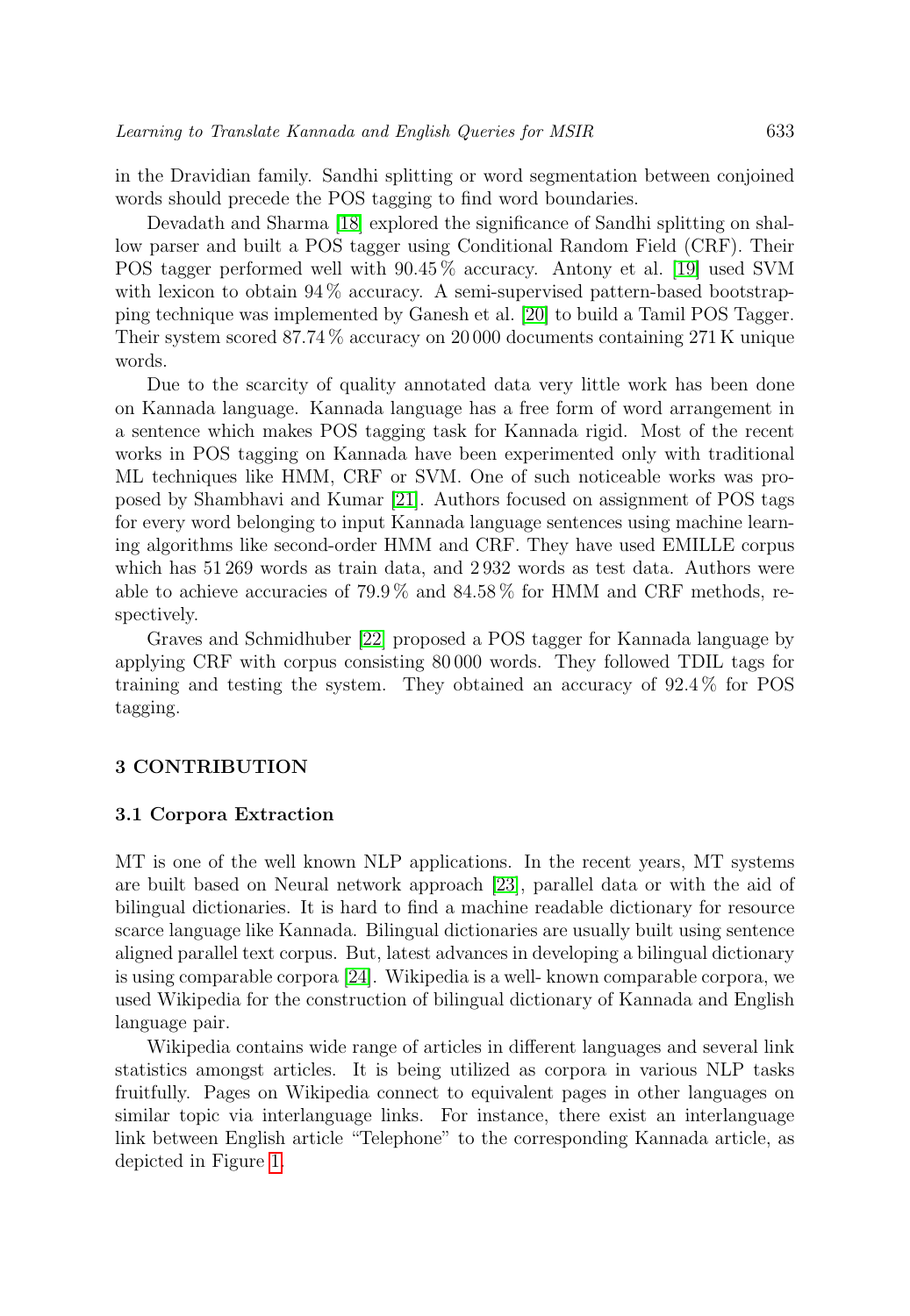in the Dravidian family. Sandhi splitting or word segmentation between conjoined words should precede the POS tagging to find word boundaries.

Devadath and Sharma [18] explored the significance of Sandhi splitting on shallow parser and built a POS tagger using Conditional Random Field (CRF). Their POS tagger performed well with 90.45 % accuracy. Antony et al. [19] used SVM with lexicon to obtain 94 % accuracy. A semi-supervised pattern-based bootstrapping technique was implemented by Ganesh et al. [20] to build a Tamil POS Tagger. Their system scored 87.74 % accuracy on 20 000 documents containing 271 K unique words.

Due to the scarcity of quality annotated data very little work has been done on Kannada language. Kannada language has a free form of word arrangement in a sentence which makes POS tagging task for Kannada rigid. Most of the recent works in POS tagging on Kannada have been experimented only with traditional ML techniques like HMM, CRF or SVM. One of such noticeable works was proposed by Shambhavi and Kumar [21]. Authors focused on assignment of POS tags for every word belonging to input Kannada language sentences using machine learning algorithms like second-order HMM and CRF. They have used EMILLE corpus which has 51 269 words as train data, and 2 932 words as test data. Authors were able to achieve accuracies of 79.9 % and 84.58 % for HMM and CRF methods, respectively.

Graves and Schmidhuber [22] proposed a POS tagger for Kannada language by applying CRF with corpus consisting 80 000 words. They followed TDIL tags for training and testing the system. They obtained an accuracy of 92.4 % for POS tagging.

## 3 CONTRIBUTION

### 3.1 Corpora Extraction

MT is one of the well known NLP applications. In the recent years, MT systems are built based on Neural network approach [23], parallel data or with the aid of bilingual dictionaries. It is hard to find a machine readable dictionary for resource scarce language like Kannada. Bilingual dictionaries are usually built using sentence aligned parallel text corpus. But, latest advances in developing a bilingual dictionary is using comparable corpora [24]. Wikipedia is a well- known comparable corpora, we used Wikipedia for the construction of bilingual dictionary of Kannada and English language pair.

Wikipedia contains wide range of articles in different languages and several link statistics amongst articles. It is being utilized as corpora in various NLP tasks fruitfully. Pages on Wikipedia connect to equivalent pages in other languages on similar topic via interlanguage links. For instance, there exist an interlanguage link between English article "Telephone" to the corresponding Kannada article, as depicted in Figure 1.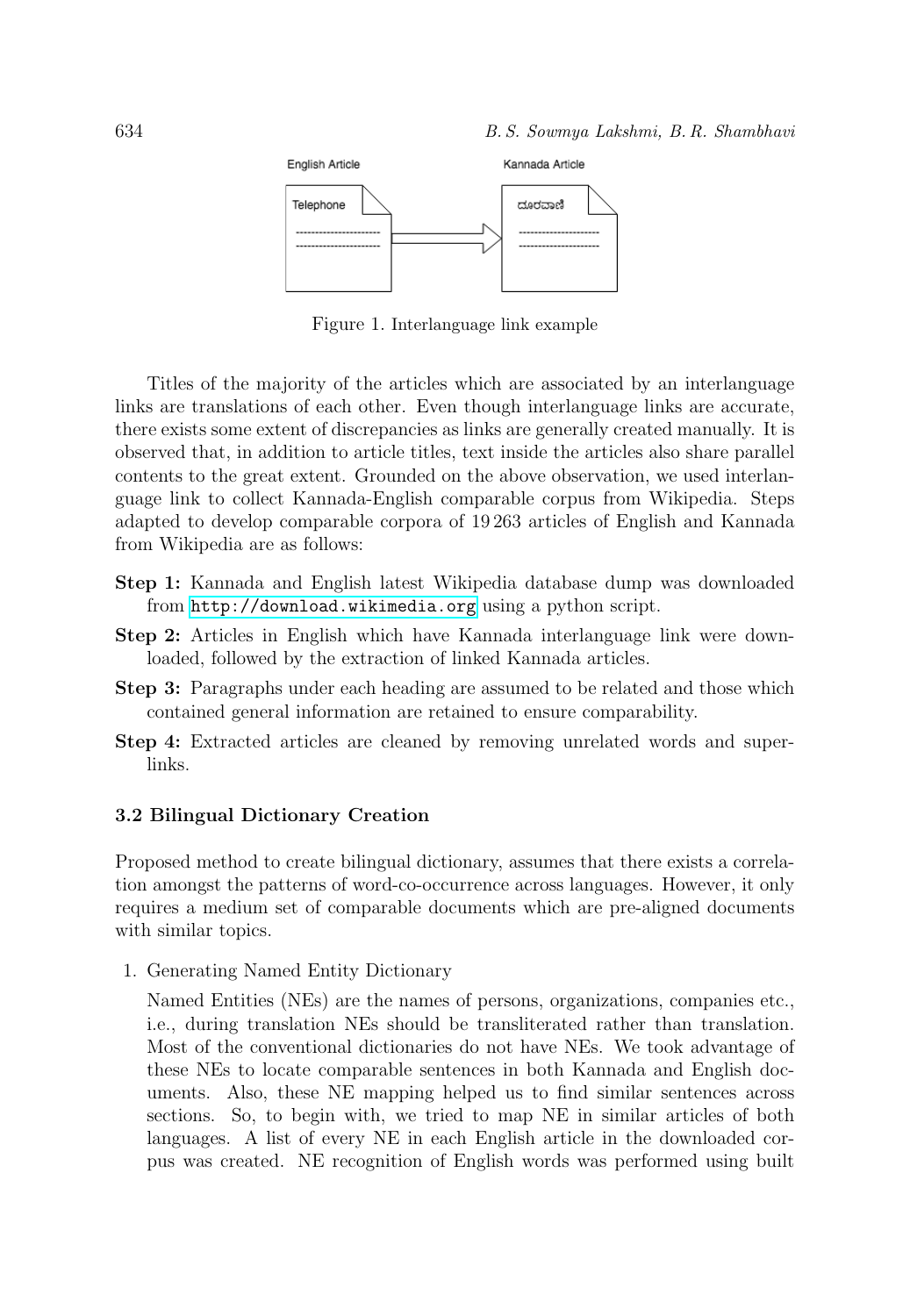Figure 1. Interlanguage link example

Titles of the majority of the articles which are associated by an interlanguage links are translations of each other. Even though interlanguage links are accurate, there exists some extent of discrepancies as links are generally created manually. It is observed that, in addition to article titles, text inside the articles also share parallel contents to the great extent. Grounded on the above observation, we used interlanguage link to collect Kannada-English comparable corpus from Wikipedia. Steps adapted to develop comparable corpora of 19 263 articles of English and Kannada from Wikipedia are as follows:

**Step 1:** Kannada and English latest Wikipedia database dump was downloaded from `http://download.wikimedia.org` using a python script.

**Step 2:** Articles in English which have Kannada interlanguage link were downloaded, followed by the extraction of linked Kannada articles.

**Step 3:** Paragraphs under each heading are assumed to be related and those which contained general information are retained to ensure comparability.

**Step 4:** Extracted articles are cleaned by removing unrelated words and superlinks.

### 3.2 Bilingual Dictionary Creation

Proposed method to create bilingual dictionary, assumes that there exists a correlation amongst the patterns of word-co-occurrence across languages. However, it only requires a medium set of comparable documents which are pre-aligned documents with similar topics.

1. Generating Named Entity Dictionary

   Named Entities (NEs) are the names of persons, organizations, companies etc., i.e., during translation NEs should be transliterated rather than translation. Most of the conventional dictionaries do not have NEs. We took advantage of these NEs to locate comparable sentences in both Kannada and English documents. Also, these NE mapping helped us to find similar sentences across sections. So, to begin with, we tried to map NE in similar articles of both languages. A list of every NE in each English article in the downloaded corpus was created. NE recognition of English words was performed using built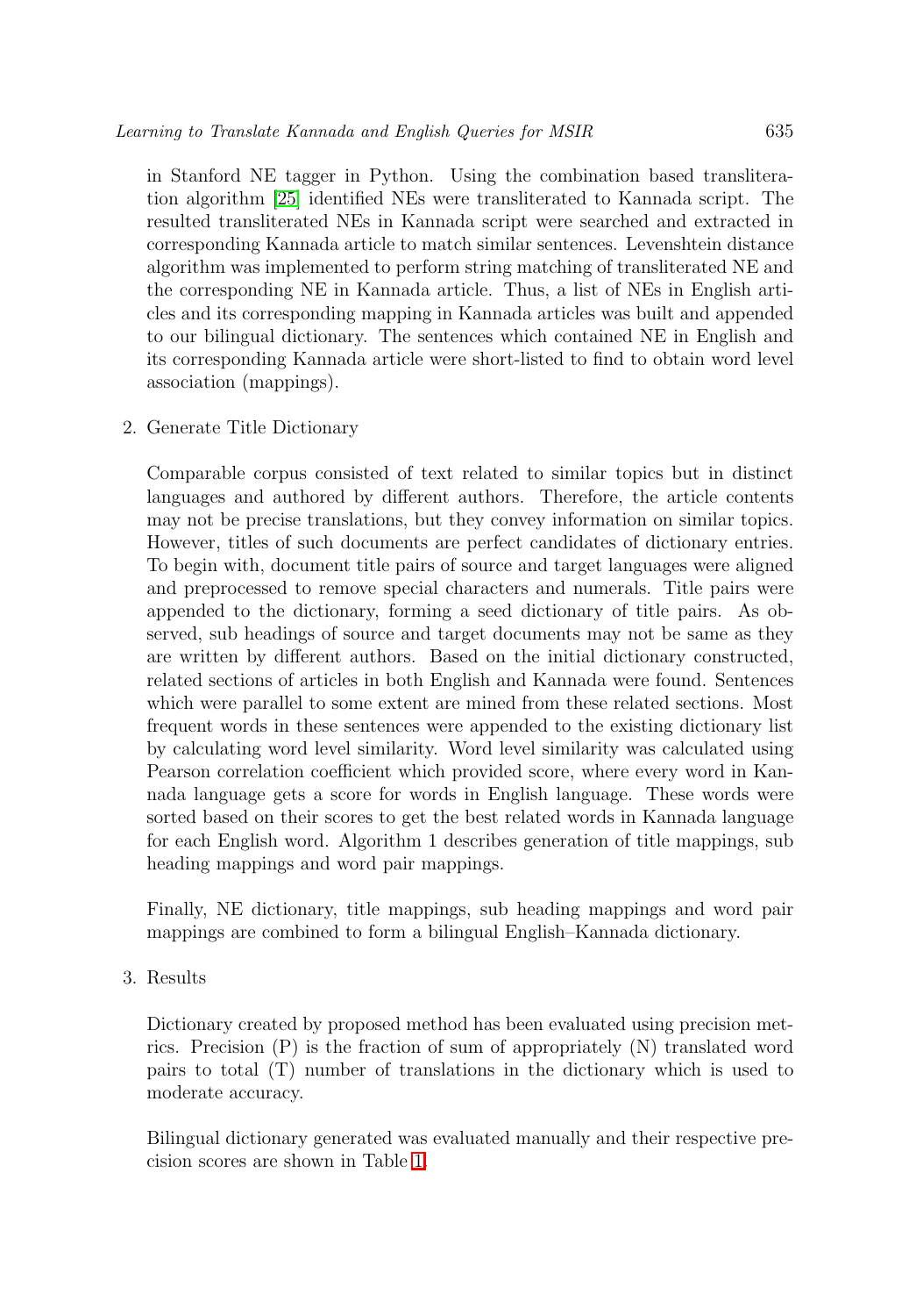in Stanford NE tagger in Python. Using the combination based transliteration algorithm [25] identified NEs were transliterated to Kannada script. The resulted transliterated NEs in Kannada script were searched and extracted in corresponding Kannada article to match similar sentences. Levenshtein distance algorithm was implemented to perform string matching of transliterated NE and the corresponding NE in Kannada article. Thus, a list of NEs in English articles and its corresponding mapping in Kannada articles was built and appended to our bilingual dictionary. The sentences which contained NE in English and its corresponding Kannada article were short-listed to find to obtain word level association (mappings).

2. Generate Title Dictionary

   Comparable corpus consisted of text related to similar topics but in distinct languages and authored by different authors. Therefore, the article contents may not be precise translations, but they convey information on similar topics. However, titles of such documents are perfect candidates of dictionary entries. To begin with, document title pairs of source and target languages were aligned and preprocessed to remove special characters and numerals. Title pairs were appended to the dictionary, forming a seed dictionary of title pairs. As observed, sub headings of source and target documents may not be same as they are written by different authors. Based on the initial dictionary constructed, related sections of articles in both English and Kannada were found. Sentences which were parallel to some extent are mined from these related sections. Most frequent words in these sentences were appended to the existing dictionary list by calculating word level similarity. Word level similarity was calculated using Pearson correlation coefficient which provided score, where every word in Kannada language gets a score for words in English language. These words were sorted based on their scores to get the best related words in Kannada language for each English word. Algorithm 1 describes generation of title mappings, sub heading mappings and word pair mappings.

   Finally, NE dictionary, title mappings, sub heading mappings and word pair mappings are combined to form a bilingual English–Kannada dictionary.

3. Results

   Dictionary created by proposed method has been evaluated using precision metrics. Precision (P) is the fraction of sum of appropriately (N) translated word pairs to total (T) number of translations in the dictionary which is used to moderate accuracy.

   Bilingual dictionary generated was evaluated manually and their respective precision scores are shown in Table 1.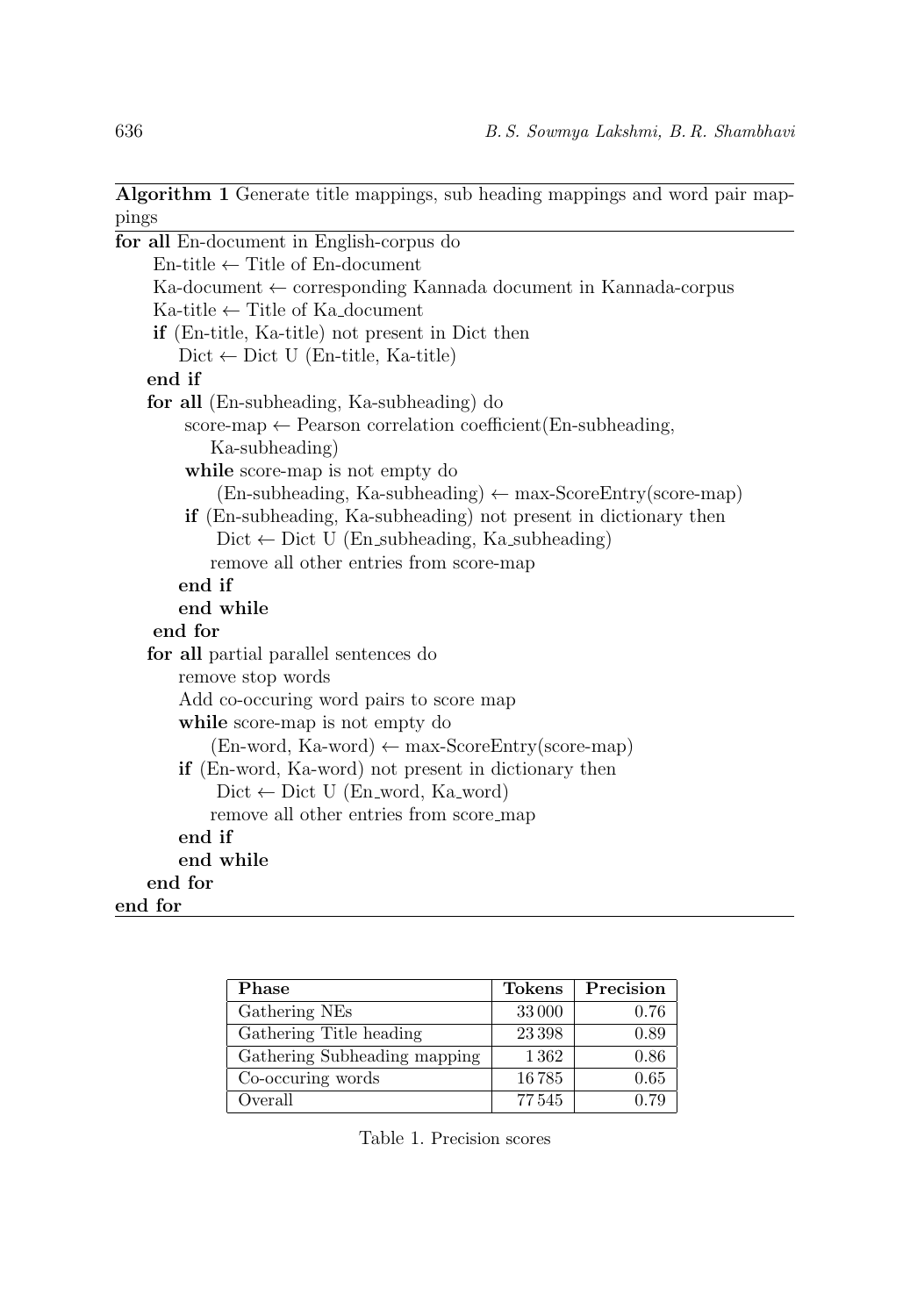**Algorithm 1** Generate title mappings, sub heading mappings and word pair mappings

```
for all En-document in English-corpus do
    En-title ← Title of En-document
    Ka-document ← corresponding Kannada document in Kannada-corpus
    Ka-title ← Title of Ka_document
    if (En-title, Ka-title) not present in Dict then
        Dict ← Dict U (En-title, Ka-title)
    end if
    for all (En-subheading, Ka-subheading) do
        score-map ← Pearson correlation coefficient(En-subheading,
            Ka-subheading)
        while score-map is not empty do
            (En-subheading, Ka-subheading) ← max-ScoreEntry(score-map)
        if (En-subheading, Ka-subheading) not present in dictionary then
            Dict ← Dict U (En_subheading, Ka_subheading)
            remove all other entries from score-map
        end if
        end while
    end for
    for all partial parallel sentences do
        remove stop words
        Add co-occuring word pairs to score map
        while score-map is not empty do
            (En-word, Ka-word) ← max-ScoreEntry(score-map)
        if (En-word, Ka-word) not present in dictionary then
            Dict ← Dict U (En_word, Ka_word)
            remove all other entries from score_map
        end if
        end while
    end for
end for
```

| Phase | Tokens | Precision |
|---|---|---|
| Gathering NEs | 33 000 | 0.76 |
| Gathering Title heading | 23 398 | 0.89 |
| Gathering Subheading mapping | 1 362 | 0.86 |
| Co-occuring words | 16 785 | 0.65 |
| Overall | 77 545 | 0.79 |

Table 1. Precision scores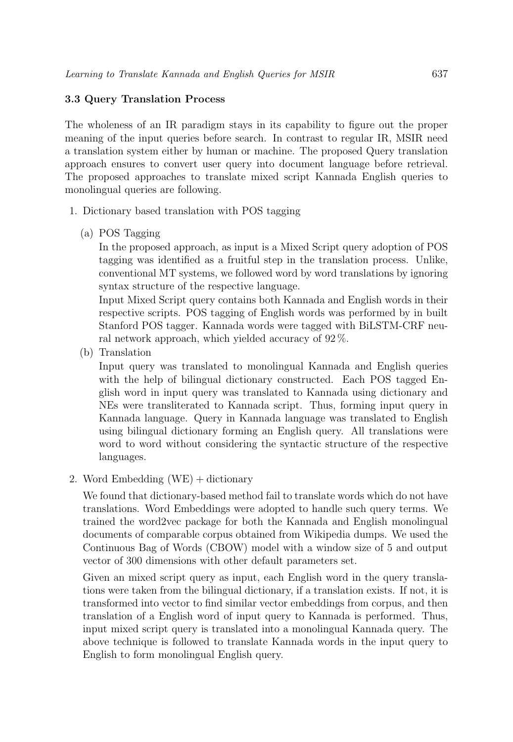### 3.3 Query Translation Process

The wholeness of an IR paradigm stays in its capability to figure out the proper meaning of the input queries before search. In contrast to regular IR, MSIR need a translation system either by human or machine. The proposed Query translation approach ensures to convert user query into document language before retrieval. The proposed approaches to translate mixed script Kannada English queries to monolingual queries are following.

1. Dictionary based translation with POS tagging

   (a) POS Tagging

   In the proposed approach, as input is a Mixed Script query adoption of POS tagging was identified as a fruitful step in the translation process. Unlike, conventional MT systems, we followed word by word translations by ignoring syntax structure of the respective language.

   Input Mixed Script query contains both Kannada and English words in their respective scripts. POS tagging of English words was performed by in built Stanford POS tagger. Kannada words were tagged with BiLSTM-CRF neural network approach, which yielded accuracy of 92 %.

   (b) Translation

   Input query was translated to monolingual Kannada and English queries with the help of bilingual dictionary constructed. Each POS tagged English word in input query was translated to Kannada using dictionary and NEs were transliterated to Kannada script. Thus, forming input query in Kannada language. Query in Kannada language was translated to English using bilingual dictionary forming an English query. All translations were word to word without considering the syntactic structure of the respective languages.

2. Word Embedding (WE) + dictionary

   We found that dictionary-based method fail to translate words which do not have translations. Word Embeddings were adopted to handle such query terms. We trained the word2vec package for both the Kannada and English monolingual documents of comparable corpus obtained from Wikipedia dumps. We used the Continuous Bag of Words (CBOW) model with a window size of 5 and output vector of 300 dimensions with other default parameters set.

   Given an mixed script query as input, each English word in the query translations were taken from the bilingual dictionary, if a translation exists. If not, it is transformed into vector to find similar vector embeddings from corpus, and then translation of a English word of input query to Kannada is performed. Thus, input mixed script query is translated into a monolingual Kannada query. The above technique is followed to translate Kannada words in the input query to English to form monolingual English query.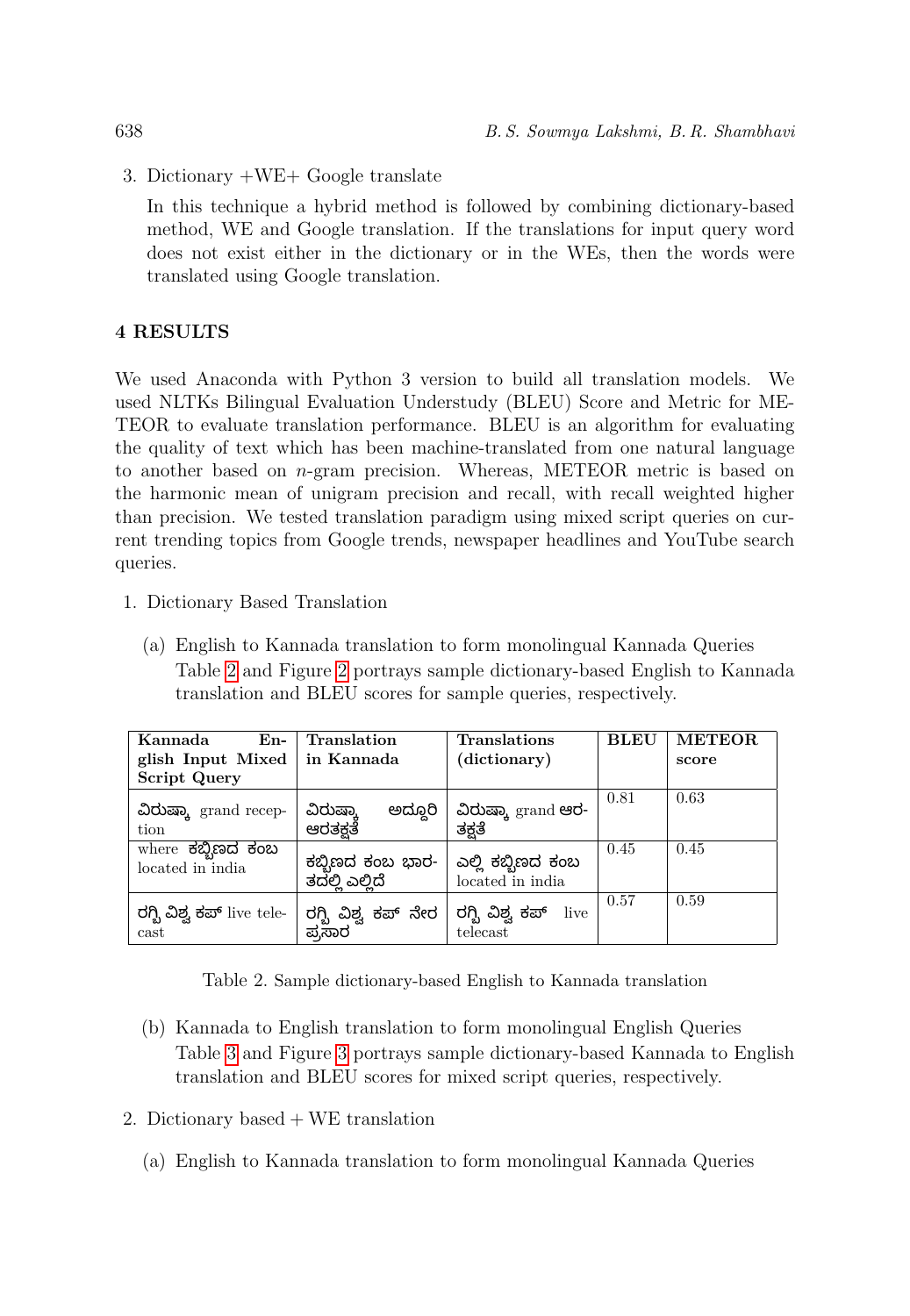3. Dictionary +WE+ Google translate

   In this technique a hybrid method is followed by combining dictionary-based method, WE and Google translation. If the translations for input query word does not exist either in the dictionary or in the WEs, then the words were translated using Google translation.

## 4 RESULTS

We used Anaconda with Python 3 version to build all translation models. We used NLTKs Bilingual Evaluation Understudy (BLEU) Score and Metric for METEOR to evaluate translation performance. BLEU is an algorithm for evaluating the quality of text which has been machine-translated from one natural language to another based on $n$-gram precision. Whereas, METEOR metric is based on the harmonic mean of unigram precision and recall, with recall weighted higher than precision. We tested translation paradigm using mixed script queries on current trending topics from Google trends, newspaper headlines and YouTube search queries.

1. Dictionary Based Translation

   (a) English to Kannada translation to form monolingual Kannada Queries
   Table 2 and Figure 2 portrays sample dictionary-based English to Kannada translation and BLEU scores for sample queries, respectively.

| Kannada English Input Mixed Script Query | Translation in Kannada | Translations (dictionary) | BLEU | METEOR score |
|---|---|---|---|---|
| ವಿರುಷ್ಕಾ grand reception | ವಿರುಷ್ಕಾ ಅದ್ದೂರಿ ಆರತಕ್ಷತೆ | ವಿರುಷ್ಕಾ grand ಆರತಕ್ಷತೆ | 0.81 | 0.63 |
| where ಕಬ್ಬಿಣದ ಕಂಬ located in india | ಕಬ್ಬಿಣದ ಕಂಬ ಭಾರತದಲ್ಲಿ ಎಲ್ಲಿದೆ | ಎಲ್ಲಿ ಕಬ್ಬಿಣದ ಕಂಬ located in india | 0.45 | 0.45 |
| ರಗ್ಬಿ ವಿಶ್ವ ಕಪ್ live telecast | ರಗ್ಬಿ ವಿಶ್ವ ಕಪ್ ನೇರ ಪ್ರಸಾರ | ರಗ್ಬಿ ವಿಶ್ವ ಕಪ್ live telecast | 0.57 | 0.59 |

Table 2. Sample dictionary-based English to Kannada translation

   (b) Kannada to English translation to form monolingual English Queries
   Table 3 and Figure 3 portrays sample dictionary-based Kannada to English translation and BLEU scores for mixed script queries, respectively.

2. Dictionary based + WE translation

   (a) English to Kannada translation to form monolingual Kannada Queries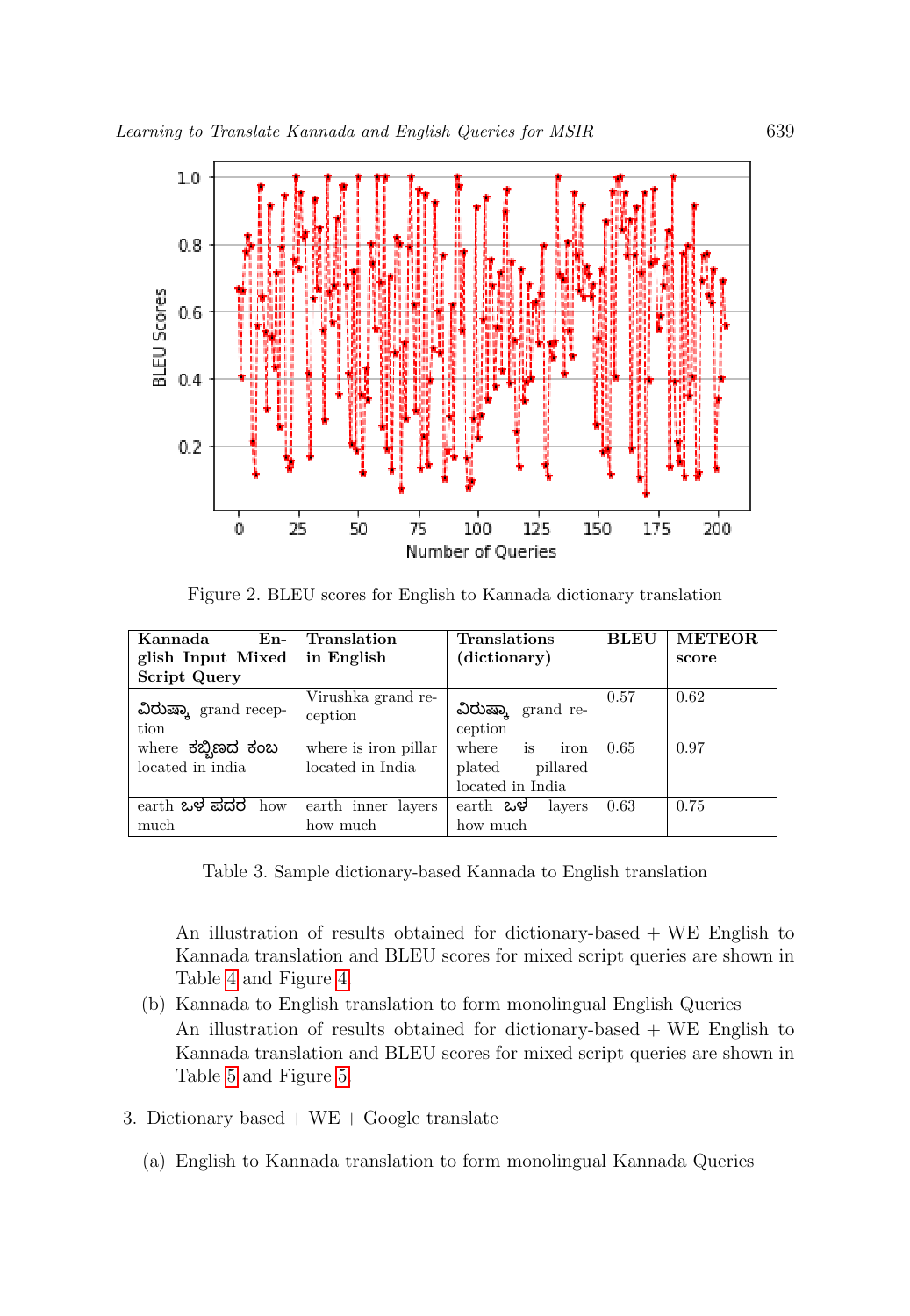Figure 2. BLEU scores for English to Kannada dictionary translation

| Kannada English Input Mixed Script Query | Translation in English | Translations (dictionary) | BLEU | METEOR score |
|---|---|---|---|---|
| ವಿರುಷ್ಕಾ grand reception | Virushka grand reception | ವಿರುಷ್ಕಾ grand reception | 0.57 | 0.62 |
| where ಕಬ್ಬಿಣದ ಕಂಬ located in india | where is iron pillar located in India | where is iron plated pillared located in India | 0.65 | 0.97 |
| earth ಒಳ ಪದರ how much | earth inner layers how much | earth ಒಳ layers how much | 0.63 | 0.75 |

Table 3. Sample dictionary-based Kannada to English translation

An illustration of results obtained for dictionary-based + WE English to Kannada translation and BLEU scores for mixed script queries are shown in Table 4 and Figure 4.

(b) Kannada to English translation to form monolingual English Queries

An illustration of results obtained for dictionary-based + WE English to Kannada translation and BLEU scores for mixed script queries are shown in Table 5 and Figure 5.

3. Dictionary based + WE + Google translate

(a) English to Kannada translation to form monolingual Kannada Queries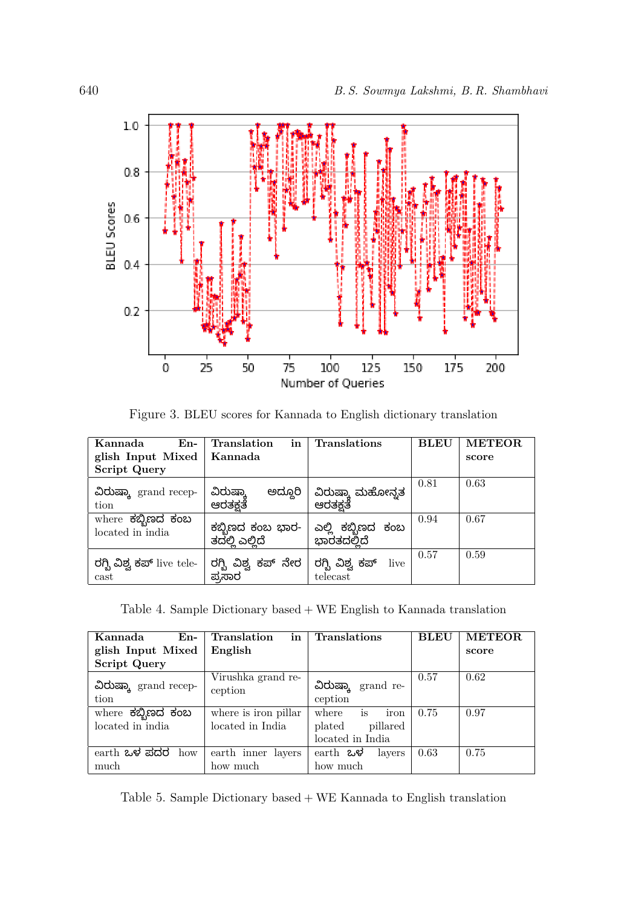Figure 3. BLEU scores for Kannada to English dictionary translation

| Kannada English Input Mixed Script Query | Translation in Kannada | Translations | BLEU | METEOR score |
|---|---|---|---|---|
| ವಿರುಷ್ಕಾ grand reception | ವಿರುಷ್ಕಾ ಅದ್ದೂರಿ ಆರತಕ್ಷತೆ | ವಿರುಷ್ಕಾ ಮಹೋನ್ನತ ಆರತಕ್ಷತೆ | 0.81 | 0.63 |
| where ಕಬ್ಬಿಣದ ಕಂಬ located in india | ಕಬ್ಬಿಣದ ಕಂಬ ಭಾರತದಲ್ಲಿ ಎಲ್ಲಿದೆ | ಎಲ್ಲಿ ಕಬ್ಬಿಣದ ಕಂಬ ಭಾರತದಲ್ಲಿದೆ | 0.94 | 0.67 |
| ರಗ್ಬಿ ವಿಶ್ವ ಕಪ್ live telecast | ರಗ್ಬಿ ವಿಶ್ವ ಕಪ್ ನೇರ ಪ್ರಸಾರ | ರಗ್ಬಿ ವಿಶ್ವ ಕಪ್ live telecast | 0.57 | 0.59 |

Table 4. Sample Dictionary based + WE English to Kannada translation

| Kannada English Input Mixed Script Query | Translation in English | Translations | BLEU | METEOR score |
|---|---|---|---|---|
| ವಿರುಷ್ಕಾ grand reception | Virushka grand reception | ವಿರುಷ್ಕಾ grand reception | 0.57 | 0.62 |
| where ಕಬ್ಬಿಣದ ಕಂಬ located in india | where is iron pillar located in India | where is iron plated pillared located in India | 0.75 | 0.97 |
| earth ಒಳ ಪದರ how much | earth inner layers how much | earth ಒಳ layers how much | 0.63 | 0.75 |

Table 5. Sample Dictionary based + WE Kannada to English translation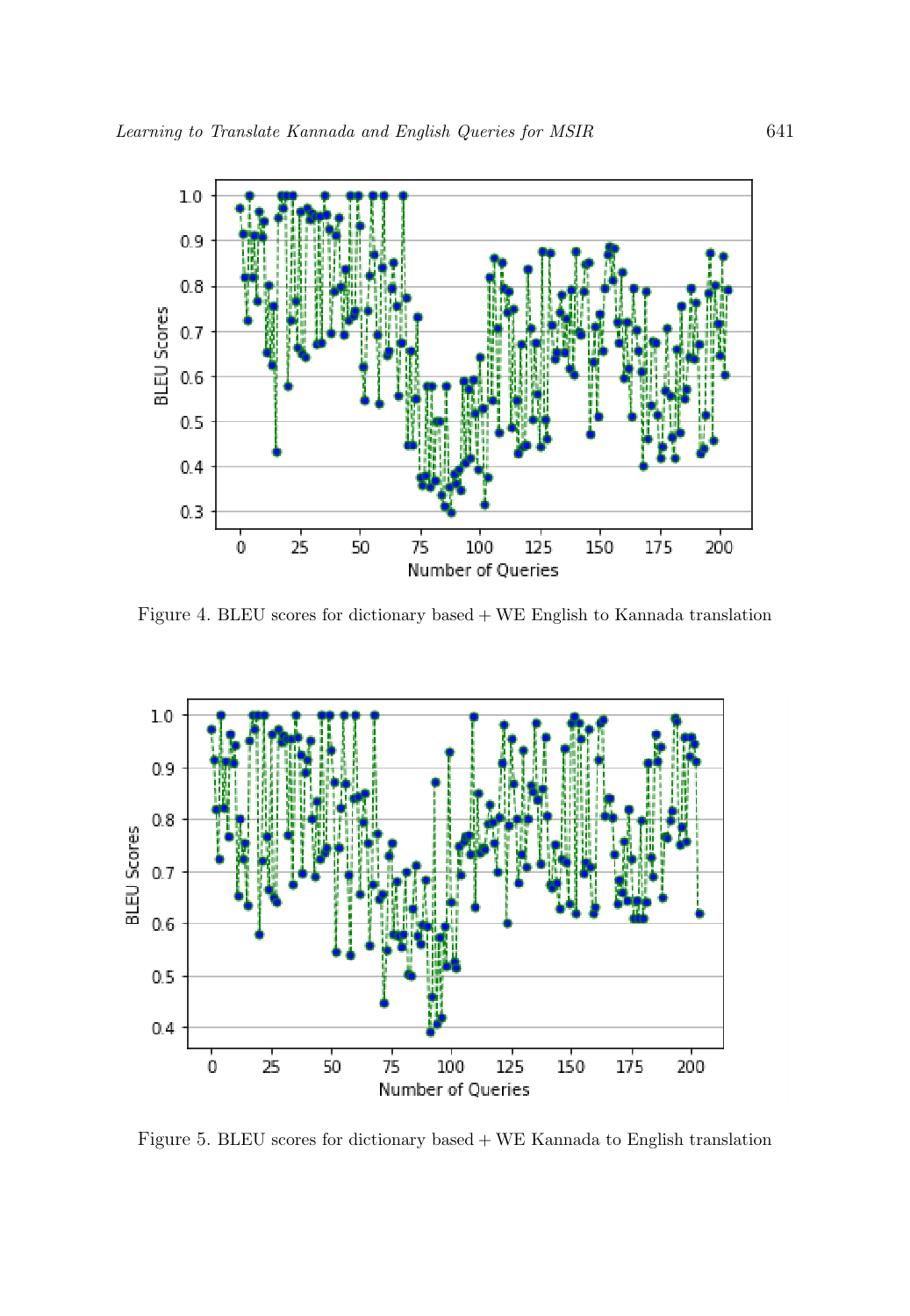Figure 4. BLEU scores for dictionary based + WE English to Kannada translation

Figure 5. BLEU scores for dictionary based + WE Kannada to English translation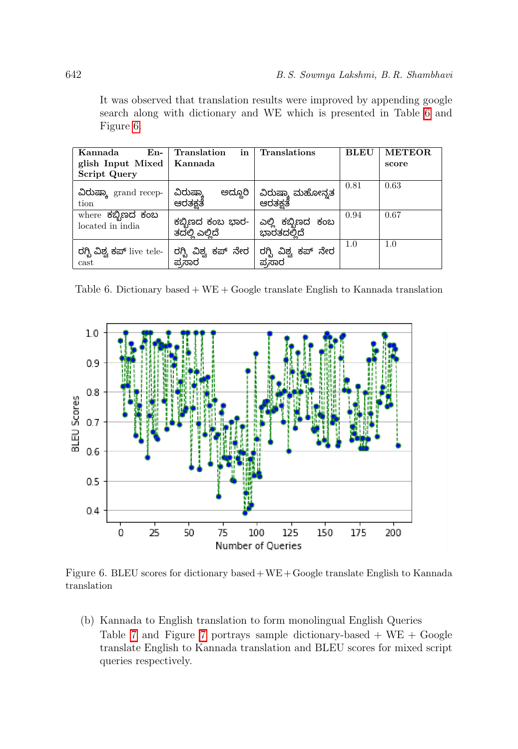It was observed that translation results were improved by appending google search along with dictionary and WE which is presented in Table 6 and Figure 6.

| Kannada English Input Mixed Script Query | Translation in Kannada | Translations | BLEU | METEOR score |
|---|---|---|---|---|
| ವಿರುಷ್ಕಾ grand reception | ವಿರುಷ್ಕಾ ಅದ್ದೂರಿ ಆರತಕ್ಷತೆ | ವಿರುಷ್ಕಾ ಮಹೋನ್ನತ ಆರತಕ್ಷತೆ | 0.81 | 0.63 |
| where ಕಬ್ಬಿಣದ ಕಂಬ located in india | ಕಬ್ಬಿಣದ ಕಂಬ ಭಾರತದಲ್ಲಿ ಎಲ್ಲಿದೆ | ಎಲ್ಲಿ ಕಬ್ಬಿಣದ ಕಂಬ ಭಾರತದಲ್ಲಿದೆ | 0.94 | 0.67 |
| ರಗ್ಬಿ ವಿಶ್ವ ಕಪ್ live telecast | ರಗ್ಬಿ ವಿಶ್ವ ಕಪ್ ನೇರ ಪ್ರಸಾರ | ರಗ್ಬಿ ವಿಶ್ವ ಕಪ್ ನೇರ ಪ್ರಸಾರ | 1.0 | 1.0 |

Table 6. Dictionary based + WE + Google translate English to Kannada translation

Figure 6. BLEU scores for dictionary based + WE + Google translate English to Kannada translation

(b) Kannada to English translation to form monolingual English Queries
Table 7 and Figure 7 portrays sample dictionary-based + WE + Google translate English to Kannada translation and BLEU scores for mixed script queries respectively.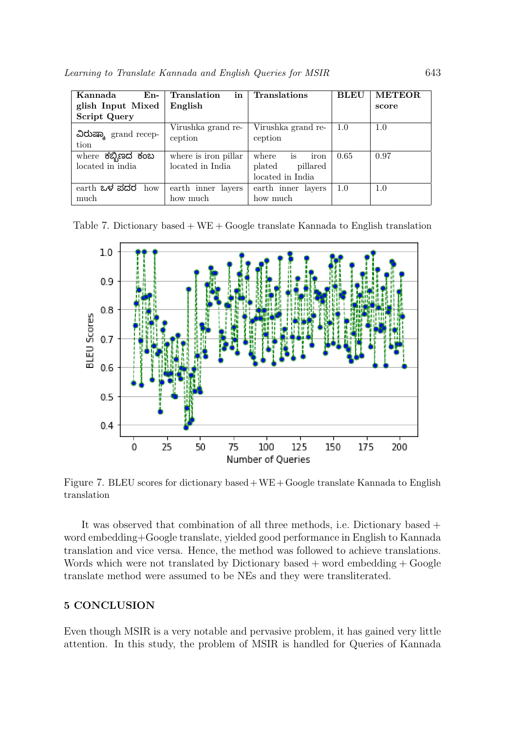| Kannada English Input Mixed Script Query | Translation in English | Translations | BLEU | METEOR score |
|---|---|---|---|---|
| ವಿರುಷ್ಕಾ grand reception | Virushka grand reception | Virushka grand reception | 1.0 | 1.0 |
| where ಕಬ್ಬಿಣದ ಕಂಬ located in india | where is iron pillar located in India | where is iron plated pillared located in India | 0.65 | 0.97 |
| earth ಒಳ ಪದರ how much | earth inner layers how much | earth inner layers how much | 1.0 | 1.0 |

Table 7. Dictionary based + WE + Google translate Kannada to English translation

Figure 7. BLEU scores for dictionary based + WE + Google translate Kannada to English translation

It was observed that combination of all three methods, i.e. Dictionary based + word embedding+Google translate, yielded good performance in English to Kannada translation and vice versa. Hence, the method was followed to achieve translations. Words which were not translated by Dictionary based + word embedding + Google translate method were assumed to be NEs and they were transliterated.

## 5 CONCLUSION

Even though MSIR is a very notable and pervasive problem, it has gained very little attention. In this study, the problem of MSIR is handled for Queries of Kannada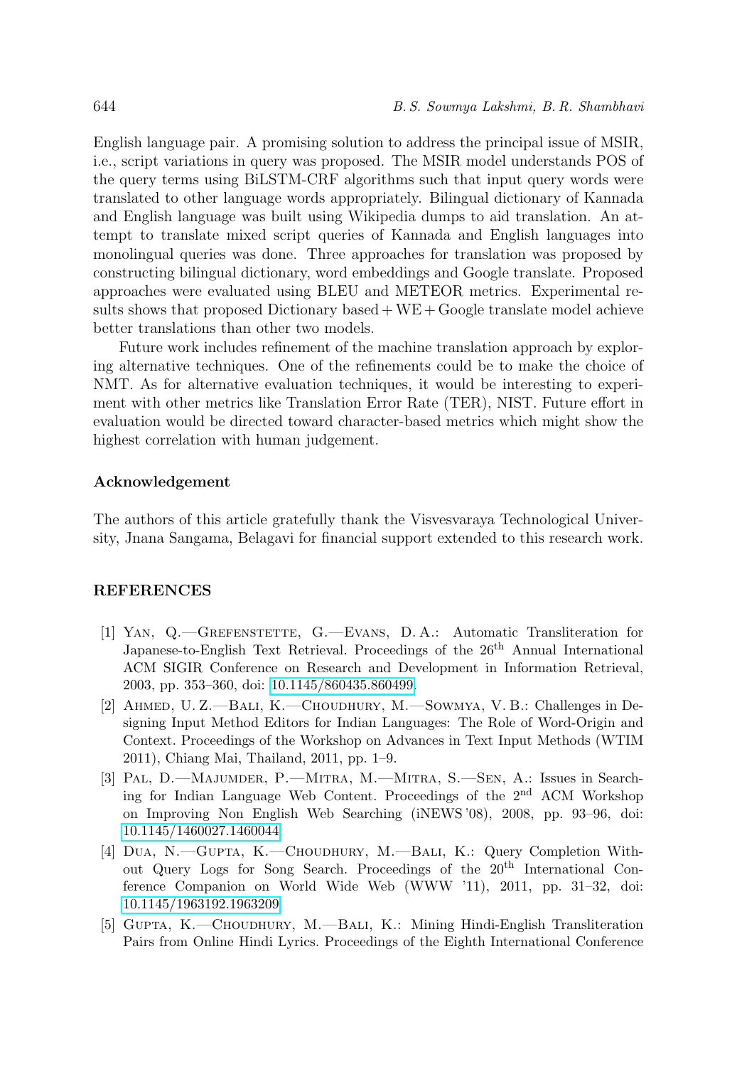English language pair. A promising solution to address the principal issue of MSIR, i.e., script variations in query was proposed. The MSIR model understands POS of the query terms using BiLSTM-CRF algorithms such that input query words were translated to other language words appropriately. Bilingual dictionary of Kannada and English language was built using Wikipedia dumps to aid translation. An attempt to translate mixed script queries of Kannada and English languages into monolingual queries was done. Three approaches for translation was proposed by constructing bilingual dictionary, word embeddings and Google translate. Proposed approaches were evaluated using BLEU and METEOR metrics. Experimental results shows that proposed Dictionary based + WE + Google translate model achieve better translations than other two models.

Future work includes refinement of the machine translation approach by exploring alternative techniques. One of the refinements could be to make the choice of NMT. As for alternative evaluation techniques, it would be interesting to experiment with other metrics like Translation Error Rate (TER), NIST. Future effort in evaluation would be directed toward character-based metrics which might show the highest correlation with human judgement.

## Acknowledgement

The authors of this article gratefully thank the Visvesvaraya Technological University, Jnana Sangama, Belagavi for financial support extended to this research work.

## REFERENCES

[1] Yan, Q.—Grefenstette, G.—Evans, D. A.: Automatic Transliteration for Japanese-to-English Text Retrieval. Proceedings of the 26th Annual International ACM SIGIR Conference on Research and Development in Information Retrieval, 2003, pp. 353–360, doi: 10.1145/860435.860499.

[2] Ahmed, U. Z.—Bali, K.—Choudhury, M.—Sowmya, V. B.: Challenges in Designing Input Method Editors for Indian Languages: The Role of Word-Origin and Context. Proceedings of the Workshop on Advances in Text Input Methods (WTIM 2011), Chiang Mai, Thailand, 2011, pp. 1–9.

[3] Pal, D.—Majumder, P.—Mitra, M.—Mitra, S.—Sen, A.: Issues in Searching for Indian Language Web Content. Proceedings of the 2nd ACM Workshop on Improving Non English Web Searching (iNEWS '08), 2008, pp. 93–96, doi: 10.1145/1460027.1460044.

[4] Dua, N.—Gupta, K.—Choudhury, M.—Bali, K.: Query Completion Without Query Logs for Song Search. Proceedings of the 20th International Conference Companion on World Wide Web (WWW '11), 2011, pp. 31–32, doi: 10.1145/1963192.1963209.

[5] Gupta, K.—Choudhury, M.—Bali, K.: Mining Hindi-English Transliteration Pairs from Online Hindi Lyrics. Proceedings of the Eighth International Conference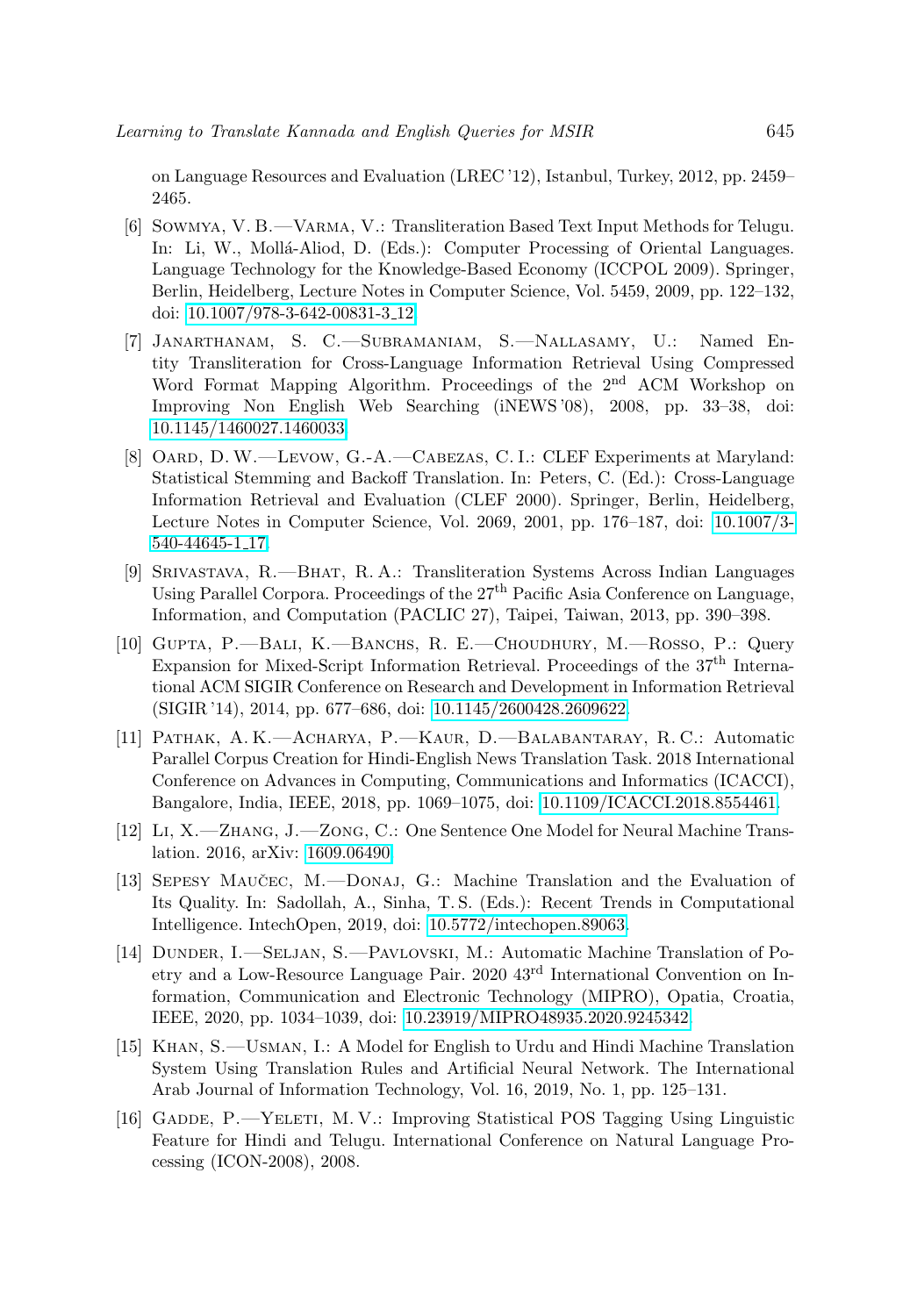on Language Resources and Evaluation (LREC '12), Istanbul, Turkey, 2012, pp. 2459–2465.

[6] Sowmya, V. B.—Varma, V.: Transliteration Based Text Input Methods for Telugu. In: Li, W., Mollá-Aliod, D. (Eds.): Computer Processing of Oriental Languages. Language Technology for the Knowledge-Based Economy (ICCPOL 2009). Springer, Berlin, Heidelberg, Lecture Notes in Computer Science, Vol. 5459, 2009, pp. 122–132, doi: 10.1007/978-3-642-00831-3_12.

[7] Janarthanam, S. C.—Subramaniam, S.—Nallasamy, U.: Named Entity Transliteration for Cross-Language Information Retrieval Using Compressed Word Format Mapping Algorithm. Proceedings of the 2nd ACM Workshop on Improving Non English Web Searching (iNEWS '08), 2008, pp. 33–38, doi: 10.1145/1460027.1460033.

[8] Oard, D. W.—Levow, G.-A.—Cabezas, C. I.: CLEF Experiments at Maryland: Statistical Stemming and Backoff Translation. In: Peters, C. (Ed.): Cross-Language Information Retrieval and Evaluation (CLEF 2000). Springer, Berlin, Heidelberg, Lecture Notes in Computer Science, Vol. 2069, 2001, pp. 176–187, doi: 10.1007/3-540-44645-1_17.

[9] Srivastava, R.—Bhat, R. A.: Transliteration Systems Across Indian Languages Using Parallel Corpora. Proceedings of the 27th Pacific Asia Conference on Language, Information, and Computation (PACLIC 27), Taipei, Taiwan, 2013, pp. 390–398.

[10] Gupta, P.—Bali, K.—Banchs, R. E.—Choudhury, M.—Rosso, P.: Query Expansion for Mixed-Script Information Retrieval. Proceedings of the 37th International ACM SIGIR Conference on Research and Development in Information Retrieval (SIGIR '14), 2014, pp. 677–686, doi: 10.1145/2600428.2609622.

[11] Pathak, A. K.—Acharya, P.—Kaur, D.—Balabantaray, R. C.: Automatic Parallel Corpus Creation for Hindi-English News Translation Task. 2018 International Conference on Advances in Computing, Communications and Informatics (ICACCI), Bangalore, India, IEEE, 2018, pp. 1069–1075, doi: 10.1109/ICACCI.2018.8554461.

[12] Li, X.—Zhang, J.—Zong, C.: One Sentence One Model for Neural Machine Translation. 2016, arXiv: 1609.06490.

[13] Sepesy Maučec, M.—Donaj, G.: Machine Translation and the Evaluation of Its Quality. In: Sadollah, A., Sinha, T. S. (Eds.): Recent Trends in Computational Intelligence. IntechOpen, 2019, doi: 10.5772/intechopen.89063.

[14] Dunder, I.—Seljan, S.—Pavlovski, M.: Automatic Machine Translation of Poetry and a Low-Resource Language Pair. 2020 43rd International Convention on Information, Communication and Electronic Technology (MIPRO), Opatia, Croatia, IEEE, 2020, pp. 1034–1039, doi: 10.23919/MIPRO48935.2020.9245342.

[15] Khan, S.—Usman, I.: A Model for English to Urdu and Hindi Machine Translation System Using Translation Rules and Artificial Neural Network. The International Arab Journal of Information Technology, Vol. 16, 2019, No. 1, pp. 125–131.

[16] Gadde, P.—Yeleti, M. V.: Improving Statistical POS Tagging Using Linguistic Feature for Hindi and Telugu. International Conference on Natural Language Processing (ICON-2008), 2008.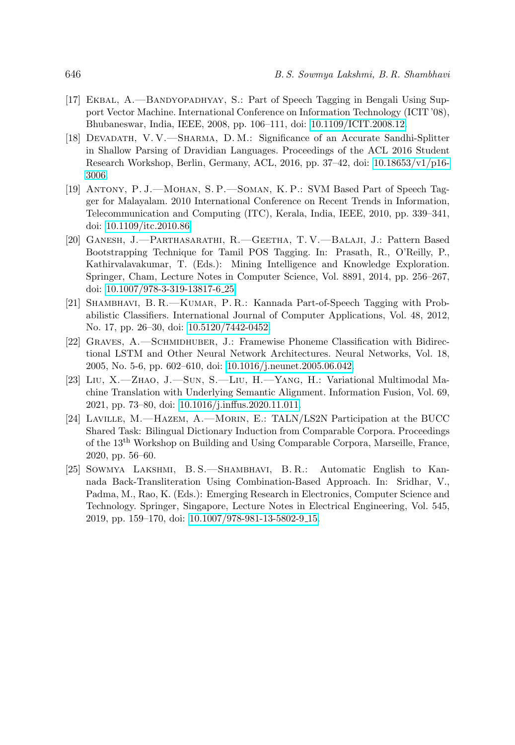[17] Ekbal, A.—Bandyopadhyay, S.: Part of Speech Tagging in Bengali Using Support Vector Machine. International Conference on Information Technology (ICIT '08), Bhubaneswar, India, IEEE, 2008, pp. 106–111, doi: 10.1109/ICIT.2008.12.

[18] Devadath, V. V.—Sharma, D. M.: Significance of an Accurate Sandhi-Splitter in Shallow Parsing of Dravidian Languages. Proceedings of the ACL 2016 Student Research Workshop, Berlin, Germany, ACL, 2016, pp. 37–42, doi: 10.18653/v1/p16-3006.

[19] Antony, P. J.—Mohan, S. P.—Soman, K. P.: SVM Based Part of Speech Tagger for Malayalam. 2010 International Conference on Recent Trends in Information, Telecommunication and Computing (ITC), Kerala, India, IEEE, 2010, pp. 339–341, doi: 10.1109/itc.2010.86.

[20] Ganesh, J.—Parthasarathi, R.—Geetha, T. V.—Balaji, J.: Pattern Based Bootstrapping Technique for Tamil POS Tagging. In: Prasath, R., O'Reilly, P., Kathirvalavakumar, T. (Eds.): Mining Intelligence and Knowledge Exploration. Springer, Cham, Lecture Notes in Computer Science, Vol. 8891, 2014, pp. 256–267, doi: 10.1007/978-3-319-13817-6_25.

[21] Shambhavi, B. R.—Kumar, P. R.: Kannada Part-of-Speech Tagging with Probabilistic Classifiers. International Journal of Computer Applications, Vol. 48, 2012, No. 17, pp. 26–30, doi: 10.5120/7442-0452.

[22] Graves, A.—Schmidhuber, J.: Framewise Phoneme Classification with Bidirectional LSTM and Other Neural Network Architectures. Neural Networks, Vol. 18, 2005, No. 5-6, pp. 602–610, doi: 10.1016/j.neunet.2005.06.042.

[23] Liu, X.—Zhao, J.—Sun, S.—Liu, H.—Yang, H.: Variational Multimodal Machine Translation with Underlying Semantic Alignment. Information Fusion, Vol. 69, 2021, pp. 73–80, doi: 10.1016/j.inffus.2020.11.011.

[24] Laville, M.—Hazem, A.—Morin, E.: TALN/LS2N Participation at the BUCC Shared Task: Bilingual Dictionary Induction from Comparable Corpora. Proceedings of the 13th Workshop on Building and Using Comparable Corpora, Marseille, France, 2020, pp. 56–60.

[25] Sowmya Lakshmi, B. S.—Shambhavi, B. R.: Automatic English to Kannada Back-Transliteration Using Combination-Based Approach. In: Sridhar, V., Padma, M., Rao, K. (Eds.): Emerging Research in Electronics, Computer Science and Technology. Springer, Singapore, Lecture Notes in Electrical Engineering, Vol. 545, 2019, pp. 159–170, doi: 10.1007/978-981-13-5802-9_15.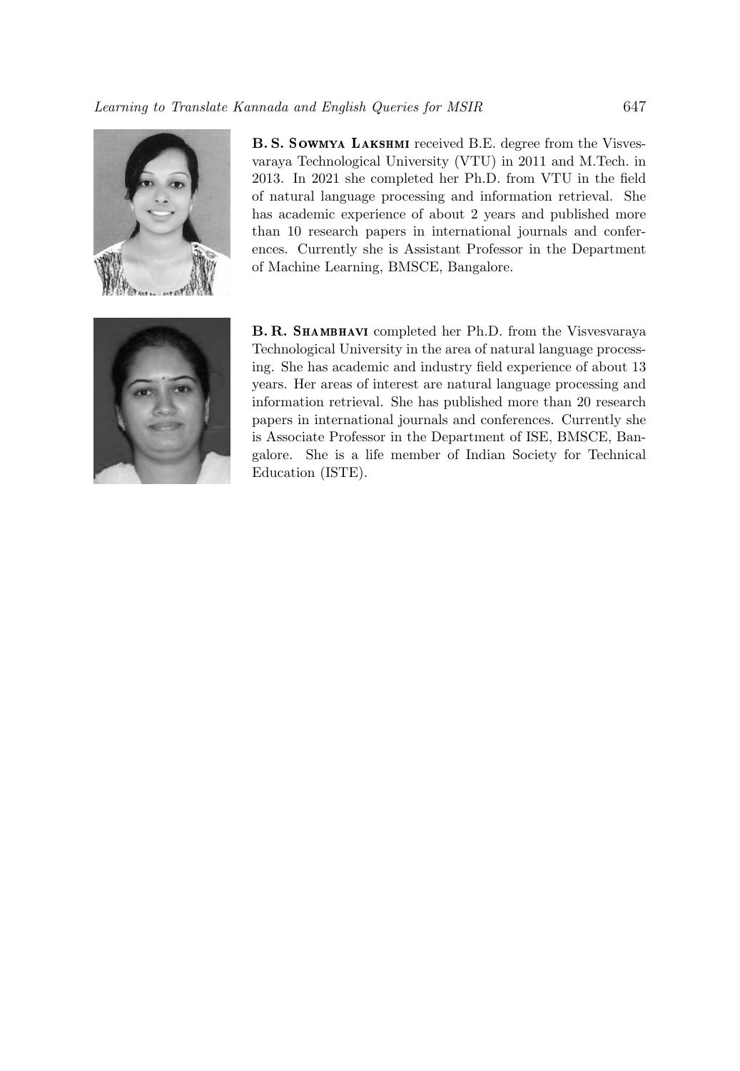**B. S. Sowmya Lakshmi** received B.E. degree from the Visvesvaraya Technological University (VTU) in 2011 and M.Tech. in 2013. In 2021 she completed her Ph.D. from VTU in the field of natural language processing and information retrieval. She has academic experience of about 2 years and published more than 10 research papers in international journals and conferences. Currently she is Assistant Professor in the Department of Machine Learning, BMSCE, Bangalore.

**B. R. Shambhavi** completed her Ph.D. from the Visvesvaraya Technological University in the area of natural language processing. She has academic and industry field experience of about 13 years. Her areas of interest are natural language processing and information retrieval. She has published more than 20 research papers in international journals and conferences. Currently she is Associate Professor in the Department of ISE, BMSCE, Bangalore. She is a life member of Indian Society for Technical Education (ISTE).